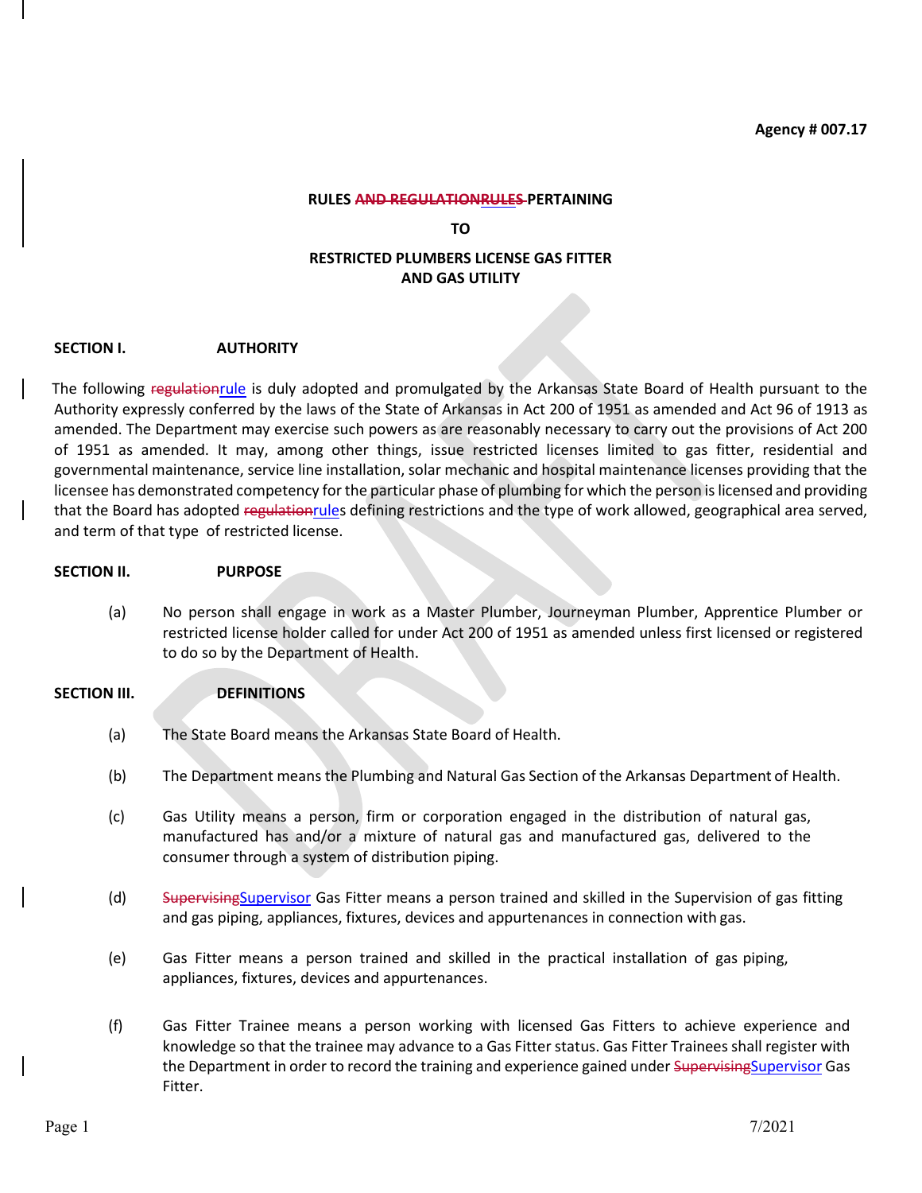**Agency # 007.17**

**RULES ~~AND REGULATION~~RULES PERTAINING**

**TO**

**RESTRICTED PLUMBERS LICENSE GAS FITTER AND GAS UTILITY**

**SECTION I. AUTHORITY**

The following ~~regulation~~rule is duly adopted and promulgated by the Arkansas State Board of Health pursuant to the Authority expressly conferred by the laws of the State of Arkansas in Act 200 of 1951 as amended and Act 96 of 1913 as amended. The Department may exercise such powers as are reasonably necessary to carry out the provisions of Act 200 of 1951 as amended. It may, among other things, issue restricted licenses limited to gas fitter, residential and governmental maintenance, service line installation, solar mechanic and hospital maintenance licenses providing that the licensee has demonstrated competency for the particular phase of plumbing for which the person is licensed and providing that the Board has adopted ~~regulation~~rules defining restrictions and the type of work allowed, geographical area served, and term of that type of restricted license.

**SECTION II. PURPOSE**

(a) No person shall engage in work as a Master Plumber, Journeyman Plumber, Apprentice Plumber or restricted license holder called for under Act 200 of 1951 as amended unless first licensed or registered to do so by the Department of Health.

**SECTION III. DEFINITIONS**

(a) The State Board means the Arkansas State Board of Health.

(b) The Department means the Plumbing and Natural Gas Section of the Arkansas Department of Health.

(c) Gas Utility means a person, firm or corporation engaged in the distribution of natural gas, manufactured has and/or a mixture of natural gas and manufactured gas, delivered to the consumer through a system of distribution piping.

(d) ~~Supervising~~Supervisor Gas Fitter means a person trained and skilled in the Supervision of gas fitting and gas piping, appliances, fixtures, devices and appurtenances in connection with gas.

(e) Gas Fitter means a person trained and skilled in the practical installation of gas piping, appliances, fixtures, devices and appurtenances.

(f) Gas Fitter Trainee means a person working with licensed Gas Fitters to achieve experience and knowledge so that the trainee may advance to a Gas Fitter status. Gas Fitter Trainees shall register with the Department in order to record the training and experience gained under ~~Supervising~~Supervisor Gas Fitter.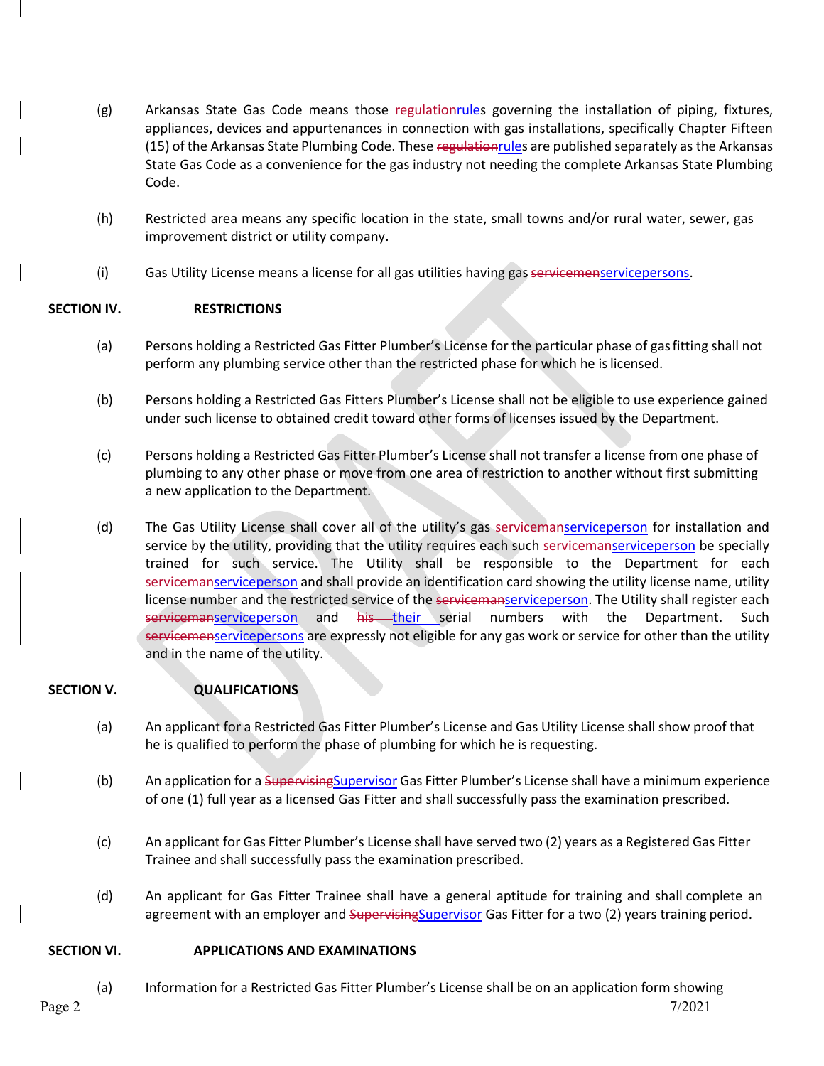(g) Arkansas State Gas Code means those ~~regulation~~rules governing the installation of piping, fixtures, appliances, devices and appurtenances in connection with gas installations, specifically Chapter Fifteen (15) of the Arkansas State Plumbing Code. These ~~regulation~~rules are published separately as the Arkansas State Gas Code as a convenience for the gas industry not needing the complete Arkansas State Plumbing Code.

(h) Restricted area means any specific location in the state, small towns and/or rural water, sewer, gas improvement district or utility company.

(i) Gas Utility License means a license for all gas utilities having gas ~~servicemen~~servicepersons.

**SECTION IV. RESTRICTIONS**

(a) Persons holding a Restricted Gas Fitter Plumber's License for the particular phase of gas fitting shall not perform any plumbing service other than the restricted phase for which he is licensed.

(b) Persons holding a Restricted Gas Fitters Plumber's License shall not be eligible to use experience gained under such license to obtained credit toward other forms of licenses issued by the Department.

(c) Persons holding a Restricted Gas Fitter Plumber's License shall not transfer a license from one phase of plumbing to any other phase or move from one area of restriction to another without first submitting a new application to the Department.

(d) The Gas Utility License shall cover all of the utility's gas ~~serviceman~~serviceperson for installation and service by the utility, providing that the utility requires each such ~~serviceman~~serviceperson be specially trained for such service. The Utility shall be responsible to the Department for each ~~serviceman~~serviceperson and shall provide an identification card showing the utility license name, utility license number and the restricted service of the ~~serviceman~~serviceperson. The Utility shall register each ~~serviceman~~serviceperson and ~~his~~ their serial numbers with the Department. Such ~~servicemen~~servicepersons are expressly not eligible for any gas work or service for other than the utility and in the name of the utility.

**SECTION V. QUALIFICATIONS**

(a) An applicant for a Restricted Gas Fitter Plumber's License and Gas Utility License shall show proof that he is qualified to perform the phase of plumbing for which he is requesting.

(b) An application for a ~~Supervising~~Supervisor Gas Fitter Plumber's License shall have a minimum experience of one (1) full year as a licensed Gas Fitter and shall successfully pass the examination prescribed.

(c) An applicant for Gas Fitter Plumber's License shall have served two (2) years as a Registered Gas Fitter Trainee and shall successfully pass the examination prescribed.

(d) An applicant for Gas Fitter Trainee shall have a general aptitude for training and shall complete an agreement with an employer and ~~Supervising~~Supervisor Gas Fitter for a two (2) years training period.

**SECTION VI. APPLICATIONS AND EXAMINATIONS**

(a) Information for a Restricted Gas Fitter Plumber's License shall be on an application form showing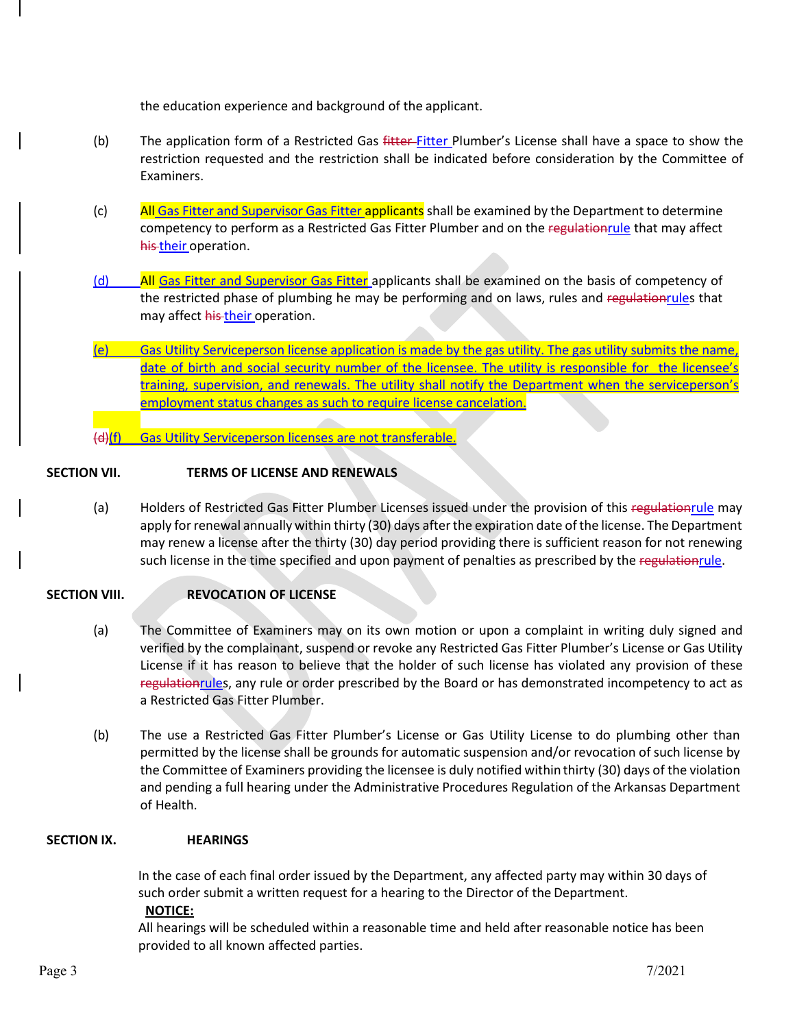the education experience and background of the applicant.

(b) The application form of a Restricted Gas ~~fitter~~ Fitter Plumber's License shall have a space to show the restriction requested and the restriction shall be indicated before consideration by the Committee of Examiners.

(c) All Gas Fitter and Supervisor Gas Fitter applicants shall be examined by the Department to determine competency to perform as a Restricted Gas Fitter Plumber and on the ~~regulation~~rule that may affect ~~his~~ their operation.

(d) All Gas Fitter and Supervisor Gas Fitter applicants shall be examined on the basis of competency of the restricted phase of plumbing he may be performing and on laws, rules and ~~regulation~~rules that may affect ~~his~~ their operation.

(e) Gas Utility Serviceperson license application is made by the gas utility. The gas utility submits the name, date of birth and social security number of the licensee. The utility is responsible for the licensee's training, supervision, and renewals. The utility shall notify the Department when the serviceperson's employment status changes as such to require license cancelation.

~~(d)~~(f) Gas Utility Serviceperson licenses are not transferable.

## SECTION VII. TERMS OF LICENSE AND RENEWALS

(a) Holders of Restricted Gas Fitter Plumber Licenses issued under the provision of this ~~regulation~~rule may apply for renewal annually within thirty (30) days after the expiration date of the license. The Department may renew a license after the thirty (30) day period providing there is sufficient reason for not renewing such license in the time specified and upon payment of penalties as prescribed by the ~~regulation~~rule.

## SECTION VIII. REVOCATION OF LICENSE

(a) The Committee of Examiners may on its own motion or upon a complaint in writing duly signed and verified by the complainant, suspend or revoke any Restricted Gas Fitter Plumber's License or Gas Utility License if it has reason to believe that the holder of such license has violated any provision of these ~~regulation~~rules, any rule or order prescribed by the Board or has demonstrated incompetency to act as a Restricted Gas Fitter Plumber.

(b) The use a Restricted Gas Fitter Plumber's License or Gas Utility License to do plumbing other than permitted by the license shall be grounds for automatic suspension and/or revocation of such license by the Committee of Examiners providing the licensee is duly notified within thirty (30) days of the violation and pending a full hearing under the Administrative Procedures Regulation of the Arkansas Department of Health.

## SECTION IX. HEARINGS

In the case of each final order issued by the Department, any affected party may within 30 days of such order submit a written request for a hearing to the Director of the Department.

**NOTICE:**

All hearings will be scheduled within a reasonable time and held after reasonable notice has been provided to all known affected parties.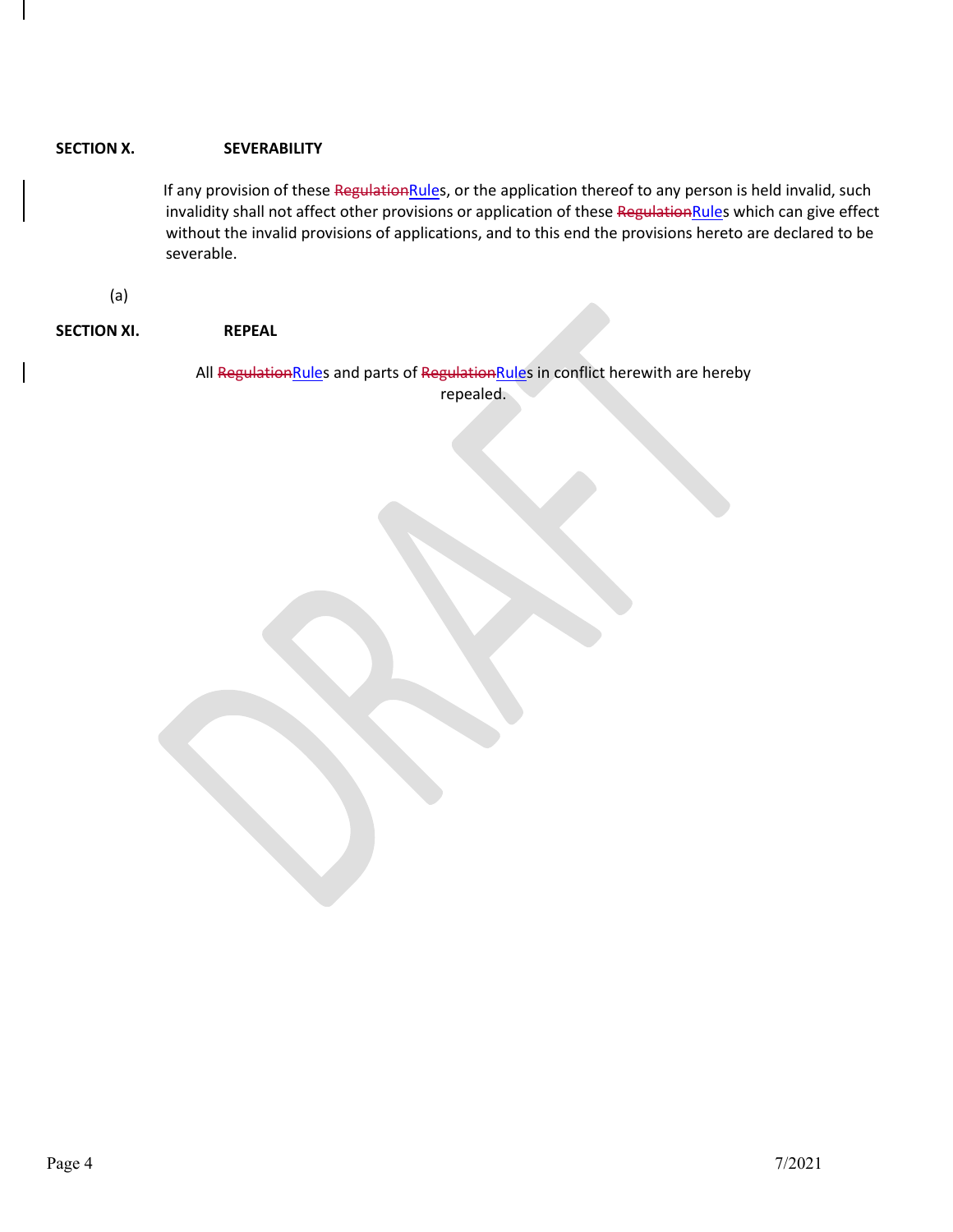**SECTION X. SEVERABILITY**

If any provision of these ~~Regulation~~Rules, or the application thereof to any person is held invalid, such invalidity shall not affect other provisions or application of these ~~Regulation~~Rules which can give effect without the invalid provisions of applications, and to this end the provisions hereto are declared to be severable.

(a)

**SECTION XI. REPEAL**

All ~~Regulation~~Rules and parts of ~~Regulation~~Rules in conflict herewith are hereby repealed.